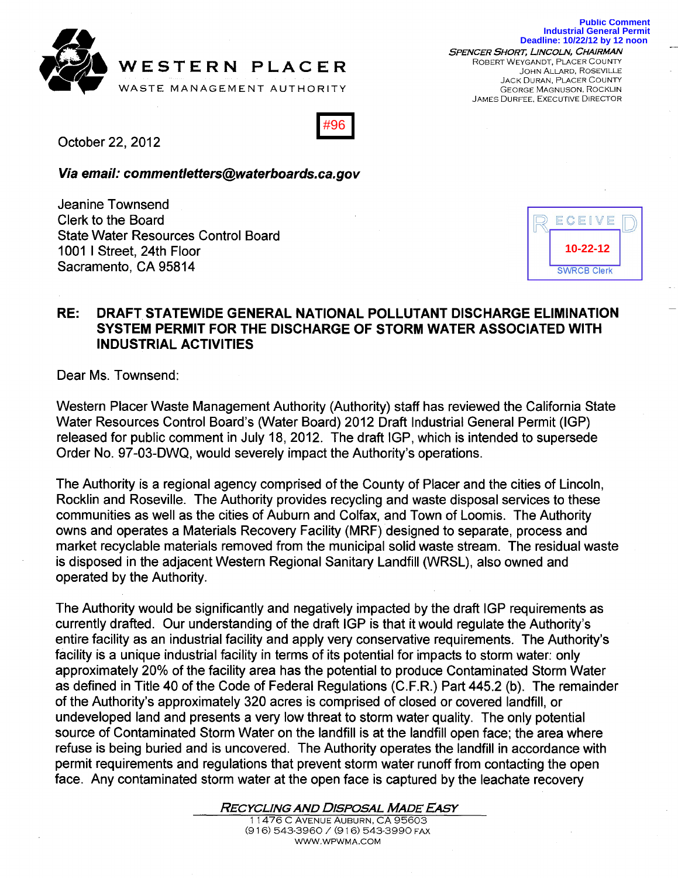Public Comment
Industrial General Permit
Deadline: 10/22/12 by 12 noon

**WESTERN PLACER**
WASTE MANAGEMENT AUTHORITY

*SPENCER SHORT, LINCOLN, CHAIRMAN*
ROBERT WEYGANDT, PLACER COUNTY
JOHN ALLARD, ROSEVILLE
JACK DURAN, PLACER COUNTY
GEORGE MAGNUSON, ROCKLIN
JAMES DURFEE, EXECUTIVE DIRECTOR

#96

RECEIVED
10-22-12
SWRCB Clerk

October 22, 2012

***Via email: commentletters@waterboards.ca.gov***

Jeanine Townsend
Clerk to the Board
State Water Resources Control Board
1001 I Street, 24th Floor
Sacramento, CA 95814

**RE: DRAFT STATEWIDE GENERAL NATIONAL POLLUTANT DISCHARGE ELIMINATION SYSTEM PERMIT FOR THE DISCHARGE OF STORM WATER ASSOCIATED WITH INDUSTRIAL ACTIVITIES**

Dear Ms. Townsend:

Western Placer Waste Management Authority (Authority) staff has reviewed the California State Water Resources Control Board's (Water Board) 2012 Draft Industrial General Permit (IGP) released for public comment in July 18, 2012. The draft IGP, which is intended to supersede Order No. 97-03-DWQ, would severely impact the Authority's operations.

The Authority is a regional agency comprised of the County of Placer and the cities of Lincoln, Rocklin and Roseville. The Authority provides recycling and waste disposal services to these communities as well as the cities of Auburn and Colfax, and Town of Loomis. The Authority owns and operates a Materials Recovery Facility (MRF) designed to separate, process and market recyclable materials removed from the municipal solid waste stream. The residual waste is disposed in the adjacent Western Regional Sanitary Landfill (WRSL), also owned and operated by the Authority.

The Authority would be significantly and negatively impacted by the draft IGP requirements as currently drafted. Our understanding of the draft IGP is that it would regulate the Authority's entire facility as an industrial facility and apply very conservative requirements. The Authority's facility is a unique industrial facility in terms of its potential for impacts to storm water: only approximately 20% of the facility area has the potential to produce Contaminated Storm Water as defined in Title 40 of the Code of Federal Regulations (C.F.R.) Part 445.2 (b). The remainder of the Authority's approximately 320 acres is comprised of closed or covered landfill, or undeveloped land and presents a very low threat to storm water quality. The only potential source of Contaminated Storm Water on the landfill is at the landfill open face; the area where refuse is being buried and is uncovered. The Authority operates the landfill in accordance with permit requirements and regulations that prevent storm water runoff from contacting the open face. Any contaminated storm water at the open face is captured by the leachate recovery

*RECYCLING AND DISPOSAL MADE EASY*
11476 C AVENUE AUBURN, CA 95603
(916) 543-3960 / (916) 543-3990 FAX
WWW.WPWMA.COM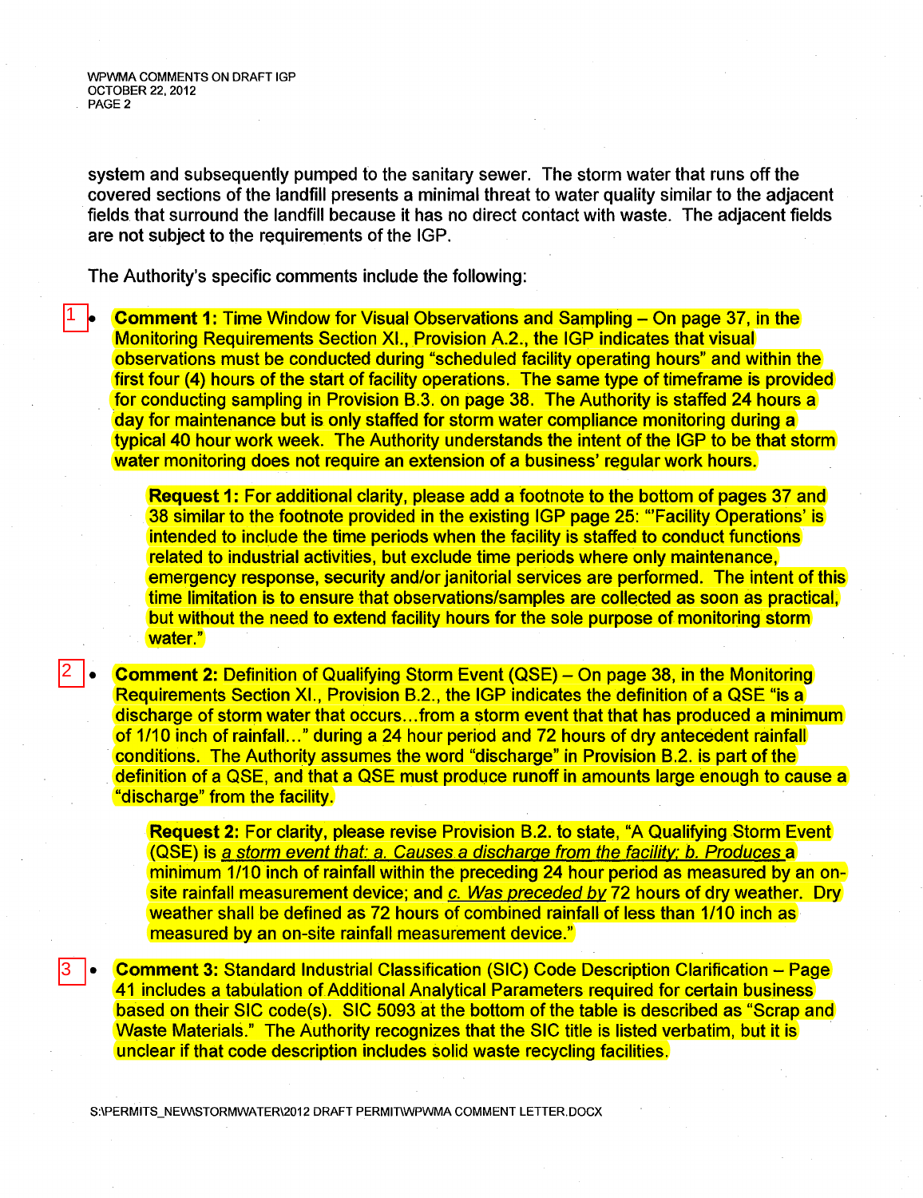system and subsequently pumped to the sanitary sewer. The storm water that runs off the covered sections of the landfill presents a minimal threat to water quality similar to the adjacent fields that surround the landfill because it has no direct contact with waste. The adjacent fields are not subject to the requirements of the IGP.

The Authority's specific comments include the following:

1 • **Comment 1:** Time Window for Visual Observations and Sampling – On page 37, in the Monitoring Requirements Section XI., Provision A.2., the IGP indicates that visual observations must be conducted during "scheduled facility operating hours" and within the first four (4) hours of the start of facility operations. The same type of timeframe is provided for conducting sampling in Provision B.3. on page 38. The Authority is staffed 24 hours a day for maintenance but is only staffed for storm water compliance monitoring during a typical 40 hour work week. The Authority understands the intent of the IGP to be that storm water monitoring does not require an extension of a business' regular work hours.

   **Request 1:** For additional clarity, please add a footnote to the bottom of pages 37 and 38 similar to the footnote provided in the existing IGP page 25: "'Facility Operations' is intended to include the time periods when the facility is staffed to conduct functions related to industrial activities, but exclude time periods where only maintenance, emergency response, security and/or janitorial services are performed. The intent of this time limitation is to ensure that observations/samples are collected as soon as practical, but without the need to extend facility hours for the sole purpose of monitoring storm water."

2 • **Comment 2:** Definition of Qualifying Storm Event (QSE) – On page 38, in the Monitoring Requirements Section XI., Provision B.2., the IGP indicates the definition of a QSE "is a discharge of storm water that occurs…from a storm event that that has produced a minimum of 1/10 inch of rainfall…" during a 24 hour period and 72 hours of dry antecedent rainfall conditions. The Authority assumes the word "discharge" in Provision B.2. is part of the definition of a QSE, and that a QSE must produce runoff in amounts large enough to cause a "discharge" from the facility.

   **Request 2:** For clarity, please revise Provision B.2. to state, "A Qualifying Storm Event (QSE) is <u>a storm event that: a. Causes a discharge from the facility; b. Produces</u> a minimum 1/10 inch of rainfall within the preceding 24 hour period as measured by an on-site rainfall measurement device; and <u>c. Was preceded by</u> 72 hours of dry weather. Dry weather shall be defined as 72 hours of combined rainfall of less than 1/10 inch as measured by an on-site rainfall measurement device."

3 • **Comment 3:** Standard Industrial Classification (SIC) Code Description Clarification – Page 41 includes a tabulation of Additional Analytical Parameters required for certain business based on their SIC code(s). SIC 5093 at the bottom of the table is described as "Scrap and Waste Materials." The Authority recognizes that the SIC title is listed verbatim, but it is unclear if that code description includes solid waste recycling facilities.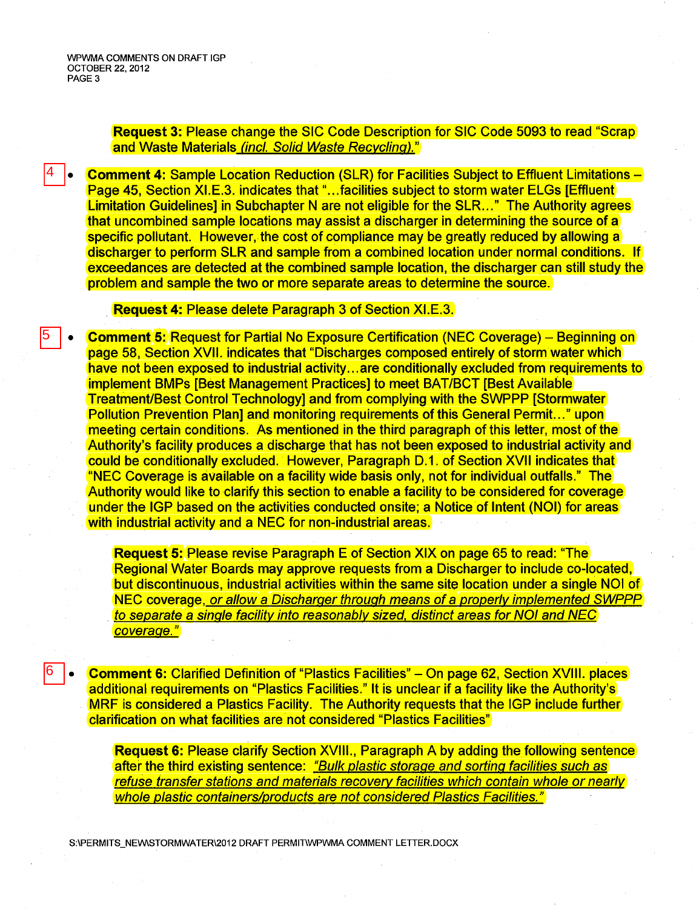**Request 3:** Please change the SIC Code Description for SIC Code 5093 to read "Scrap and Waste Materials *(incl. Solid Waste Recycling).*"

4

- **Comment 4:** Sample Location Reduction (SLR) for Facilities Subject to Effluent Limitations – Page 45, Section XI.E.3. indicates that "…facilities subject to storm water ELGs [Effluent Limitation Guidelines] in Subchapter N are not eligible for the SLR…" The Authority agrees that uncombined sample locations may assist a discharger in determining the source of a specific pollutant. However, the cost of compliance may be greatly reduced by allowing a discharger to perform SLR and sample from a combined location under normal conditions. If exceedances are detected at the combined sample location, the discharger can still study the problem and sample the two or more separate areas to determine the source.

  **Request 4:** Please delete Paragraph 3 of Section XI.E.3.

5

- **Comment 5:** Request for Partial No Exposure Certification (NEC Coverage) – Beginning on page 58, Section XVII. indicates that "Discharges composed entirely of storm water which have not been exposed to industrial activity…are conditionally excluded from requirements to implement BMPs [Best Management Practices] to meet BAT/BCT [Best Available Treatment/Best Control Technology] and from complying with the SWPPP [Stormwater Pollution Prevention Plan] and monitoring requirements of this General Permit…" upon meeting certain conditions. As mentioned in the third paragraph of this letter, most of the Authority's facility produces a discharge that has not been exposed to industrial activity and could be conditionally excluded. However, Paragraph D.1. of Section XVII indicates that "NEC Coverage is available on a facility wide basis only, not for individual outfalls." The Authority would like to clarify this section to enable a facility to be considered for coverage under the IGP based on the activities conducted onsite; a Notice of Intent (NOI) for areas with industrial activity and a NEC for non-industrial areas.

  **Request 5:** Please revise Paragraph E of Section XIX on page 65 to read: "The Regional Water Boards may approve requests from a Discharger to include co-located, but discontinuous, industrial activities within the same site location under a single NOI of NEC coverage, *or allow a Discharger through means of a properly implemented SWPPP to separate a single facility into reasonably sized, distinct areas for NOI and NEC coverage.*"

6

- **Comment 6:** Clarified Definition of "Plastics Facilities" – On page 62, Section XVIII. places additional requirements on "Plastics Facilities." It is unclear if a facility like the Authority's MRF is considered a Plastics Facility. The Authority requests that the IGP include further clarification on what facilities are not considered "Plastics Facilities"

  **Request 6:** Please clarify Section XVIII., Paragraph A by adding the following sentence after the third existing sentence: *"Bulk plastic storage and sorting facilities such as refuse transfer stations and materials recovery facilities which contain whole or nearly whole plastic containers/products are not considered Plastics Facilities."*

S:\PERMITS_NEW\STORMWATER\2012 DRAFT PERMIT\WPWMA COMMENT LETTER.DOCX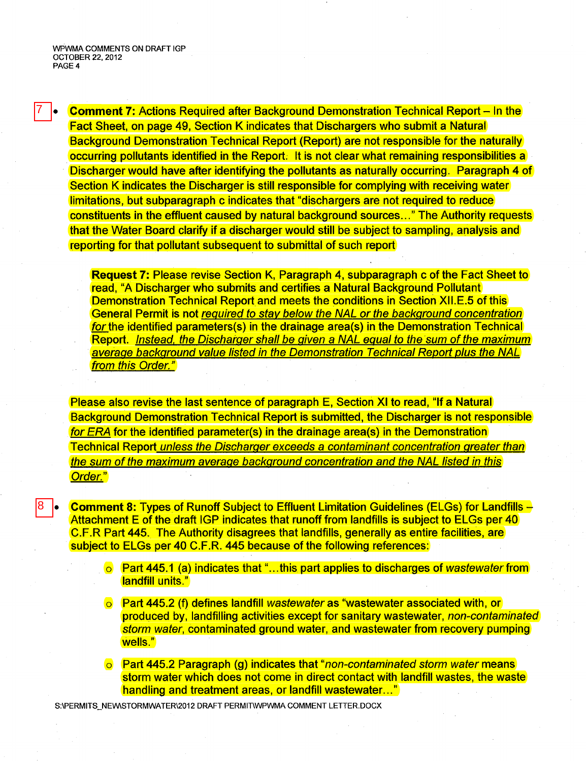7

- **Comment 7:** Actions Required after Background Demonstration Technical Report – In the Fact Sheet, on page 49, Section K indicates that Dischargers who submit a Natural Background Demonstration Technical Report (Report) are not responsible for the naturally occurring pollutants identified in the Report. It is not clear what remaining responsibilities a Discharger would have after identifying the pollutants as naturally occurring. Paragraph 4 of Section K indicates the Discharger is still responsible for complying with receiving water limitations, but subparagraph c indicates that "dischargers are not required to reduce constituents in the effluent caused by natural background sources…" The Authority requests that the Water Board clarify if a discharger would still be subject to sampling, analysis and reporting for that pollutant subsequent to submittal of such report

  **Request 7:** Please revise Section K, Paragraph 4, subparagraph c of the Fact Sheet to read, "A Discharger who submits and certifies a Natural Background Pollutant Demonstration Technical Report and meets the conditions in Section XII.E.5 of this General Permit is not <u>required to stay below the NAL or the background concentration for</u> the identified parameters(s) in the drainage area(s) in the Demonstration Technical Report. <u>Instead, the Discharger shall be given a NAL equal to the sum of the maximum average background value listed in the Demonstration Technical Report plus the NAL from this Order."</u>

  Please also revise the last sentence of paragraph E, Section XI to read, "If a Natural Background Demonstration Technical Report is submitted, the Discharger is not responsible <u>for ERA</u> for the identified parameter(s) in the drainage area(s) in the Demonstration Technical Report <u>unless the Discharger exceeds a contaminant concentration greater than the sum of the maximum average background concentration and the NAL listed in this Order."</u>

8

- **Comment 8:** Types of Runoff Subject to Effluent Limitation Guidelines (ELGs) for Landfills – Attachment E of the draft IGP indicates that runoff from landfills is subject to ELGs per 40 C.F.R Part 445. The Authority disagrees that landfills, generally as entire facilities, are subject to ELGs per 40 C.F.R. 445 because of the following references:

  - Part 445.1 (a) indicates that "…this part applies to discharges of *wastewater* from landfill units."
  - Part 445.2 (f) defines landfill *wastewater* as "wastewater associated with, or produced by, landfilling activities except for sanitary wastewater, *non-contaminated storm water*, contaminated ground water, and wastewater from recovery pumping wells."
  - Part 445.2 Paragraph (g) indicates that "*non-contaminated storm water* means storm water which does not come in direct contact with landfill wastes, the waste handling and treatment areas, or landfill wastewater…"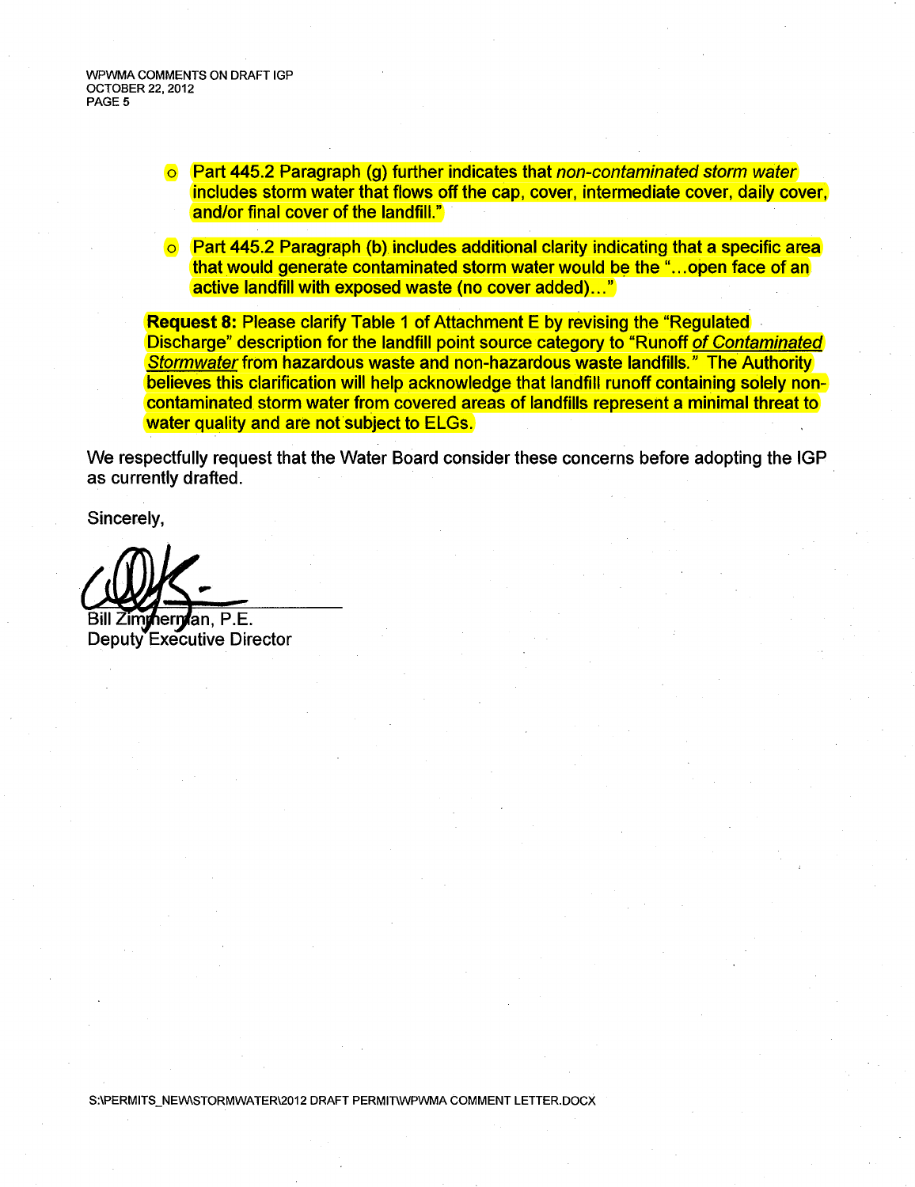- Part 445.2 Paragraph (g) further indicates that *non-contaminated storm water* includes storm water that flows off the cap, cover, intermediate cover, daily cover, and/or final cover of the landfill."
- Part 445.2 Paragraph (b) includes additional clarity indicating that a specific area that would generate contaminated storm water would be the "…open face of an active landfill with exposed waste (no cover added)…"

**Request 8:** Please clarify Table 1 of Attachment E by revising the "Regulated Discharge" description for the landfill point source category to "Runoff *of Contaminated Stormwater* from hazardous waste and non-hazardous waste landfills." The Authority believes this clarification will help acknowledge that landfill runoff containing solely non-contaminated storm water from covered areas of landfills represent a minimal threat to water quality and are not subject to ELGs.

We respectfully request that the Water Board consider these concerns before adopting the IGP as currently drafted.

Sincerely,

Bill Zimmerman, P.E.
Deputy Executive Director

S:\PERMITS_NEW\STORMWATER\2012 DRAFT PERMIT\WPWMA COMMENT LETTER.DOCX